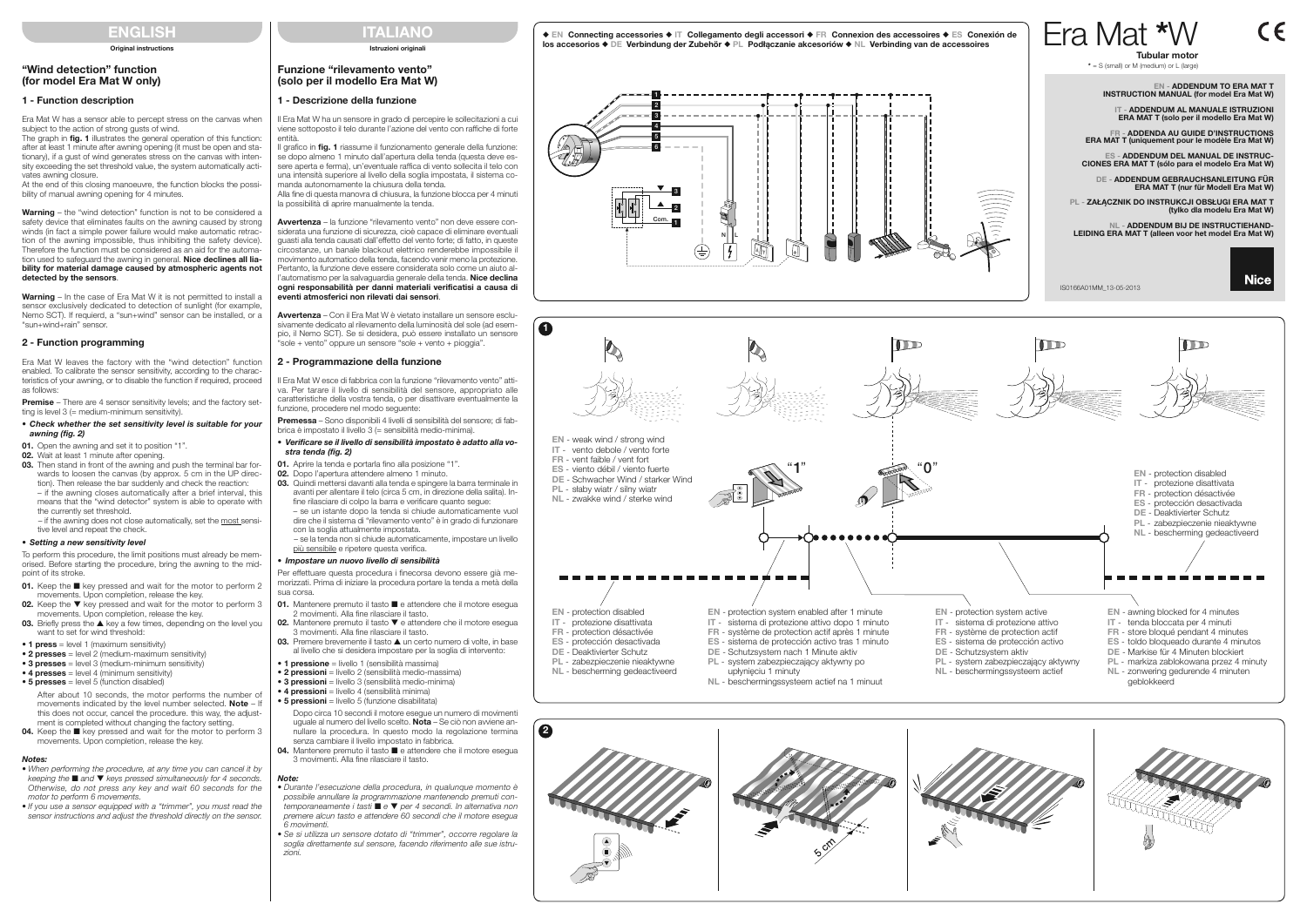# Era Mat *W

**Tubular motor**

* = S (small) or M (medium) or L (large)

**EN - ADDENDUM TO ERA MAT T INSTRUCTION MANUAL (for model Era Mat W)**

**IT - ADDENDUM AL MANUALE ISTRUZIONI ERA MAT T (solo per il modello Era Mat W)**

**FR - ADDENDA AU GUIDE D'INSTRUCTIONS ERA MAT T (uniquement pour le modèle Era Mat W)**

**ES - ADDENDUM DEL MANUAL DE INSTRUCCIONES ERA MAT T (sólo para el modelo Era Mat W)**

**DE - ADDENDUM GEBRAUCHSANLEITUNG FÜR ERA MAT T (nur für Modell Era Mat W)**

**PL - ZAŁĄCZNIK DO INSTRUKCJI OBSŁUGI ERA MAT T (tylko dla modelu Era Mat W)**

**NL - ADDENDUM BIJ DE INSTRUCTIEHANDLEIDING ERA MAT T (alleen voor het model Era Mat W)**

IS0166A01MM_13-05-2013

## ENGLISH

**Original instructions**

### "Wind detection" function (for model Era Mat W only)

### 1 - Function description

Era Mat W has a sensor able to percept stress on the canvas when subject to the action of strong gusts of wind.

The graph in **fig. 1** illustrates the general operation of this function: after at least 1 minute after awning opening (it must be open and stationary), if a gust of wind generates stress on the canvas with intensity exceeding the set threshold value, the system automatically activates awning closure.

At the end of this closing manoeuvre, the function blocks the possibility of manual awning opening for 4 minutes.

**Warning** – the "wind detection" function is not to be considered a safety device that eliminates faults on the awning caused by strong winds (in fact a simple power failure would make automatic retraction of the awning impossible, thus inhibiting the safety device). Therefore the function must be considered as an aid for the automation used to safeguard the awning in general. **Nice declines all liability for material damage caused by atmospheric agents not detected by the sensors**.

**Warning** – In the case of Era Mat W it is not permitted to install a sensor exclusively dedicated to detection of sunlight (for example, Nemo SCT). If requierd, a "sun+wind" sensor can be installed, or a "sun+wind+rain" sensor.

### 2 - Function programming

Era Mat W leaves the factory with the "wind detection" function enabled. To calibrate the sensor sensitivity, according to the characteristics of your awning, or to disable the function if required, proceed as follows:

**Premise** – There are 4 sensor sensitivity levels; and the factory setting is level 3 (= medium-minimum sensitivity).

- ***Check whether the set sensitivity level is suitable for your awning (fig. 2)***

**01.** Open the awning and set it to position "1".
**02.** Wait at least 1 minute after opening.
**03.** Then stand in front of the awning and push the terminal bar forwards to loosen the canvas (by approx. 5 cm in the UP direction). Then release the bar suddenly and check the reaction:
– if the awning closes automatically after a brief interval, this means that the "wind detector" system is able to operate with the currently set threshold.
– if the awning does not close automatically, set the <u>most</u> sensitive level and repeat the check.

- ***Setting a new sensitivity level***

To perform this procedure, the limit positions must already be memorised. Before starting the procedure, bring the awning to the midpoint of its stroke.

**01.** Keep the ■ key pressed and wait for the motor to perform 2 movements. Upon completion, release the key.
**02.** Keep the ▼ key pressed and wait for the motor to perform 3 movements. Upon completion, release the key.
**03.** Briefly press the ▲ key a few times, depending on the level you want to set for wind threshold:

- **1 press** = level 1 (maximum sensitivity)
- **2 presses** = level 2 (medium-maximum sensitivity)
- **3 presses** = level 3 (medium-minimum sensitivity)
- **4 presses** = level 4 (minimum sensitivity)
- **5 presses** = level 5 (function disabled)

After about 10 seconds, the motor performs the number of movements indicated by the level number selected. **Note** – If this does not occur, cancel the procedure. this way, the adjustment is completed without changing the factory setting.

**04.** Keep the ■ key pressed and wait for the motor to perform 3 movements. Upon completion, release the key.

***Notes:***

- *When performing the procedure, at any time you can cancel it by keeping the ■ and ▼ keys pressed simultaneously for 4 seconds. Otherwise, do not press any key and wait 60 seconds for the motor to perform 6 movements.*
- *If you use a sensor equipped with a "trimmer", you must read the sensor instructions and adjust the threshold directly on the sensor.*

## ITALIANO

**Istruzioni originali**

### Funzione "rilevamento vento" (solo per il modello Era Mat W)

### 1 - Descrizione della funzione

Il Era Mat W ha un sensore in grado di percepire le sollecitazioni a cui viene sottoposto il telo durante l'azione del vento con raffiche di forte entità.

Il grafico in **fig. 1** riassume il funzionamento generale della funzione: se dopo almeno 1 minuto dall'apertura della tenda (questa deve essere aperta e ferma), un'eventuale raffica di vento sollecita il telo con una intensità superiore al livello della soglia impostata, il sistema comanda autonomamente la chiusura della tenda.

Alla fine di questa manovra di chiusura, la funzione blocca per 4 minuti la possibilità di aprire manualmente la tenda.

**Avvertenza** – la funzione "rilevamento vento" non deve essere considerata una funzione di sicurezza, cioè capace di eliminare eventuali guasti alla tenda causati dall'effetto del vento forte; di fatto, in queste circostanze, un banale blackout elettrico renderebbe impossibile il movimento automatico della tenda, facendo venir meno la protezione. Pertanto, la funzione deve essere considerata solo come un aiuto all'automatismo per la salvaguardia generale della tenda. **Nice declina ogni responsabilità per danni materiali verificatisi a causa di eventi atmosferici non rilevati dai sensori**.

**Avvertenza** – Con il Era Mat W è vietato installare un sensore esclusivamente dedicato al rilevamento della luminosità del sole (ad esempio, il Nemo SCT). Se si desidera, può essere installato un sensore "sole + vento" oppure un sensore "sole + vento + pioggia".

### 2 - Programmazione della funzione

Il Era Mat W esce di fabbrica con la funzione "rilevamento vento" attiva. Per tarare il livello di sensibilità del sensore, appropriato alle caratteristiche della vostra tenda, o per disattivare eventualmente la funzione, procedere nel modo seguente:

**Premessa** – Sono disponibili 4 livelli di sensibilità del sensore; di fabbrica è impostato il livello 3 (= sensibilità medio-minima).

- ***Verificare se il livello di sensibilità impostato è adatto alla vostra tenda (fig. 2)***

**01.** Aprire la tenda e portarla fino alla posizione "1".
**02.** Dopo l'apertura attendere almeno 1 minuto.
**03.** Quindi mettersi davanti alla tenda e spingere la barra terminale in avanti per allentare il telo (circa 5 cm, in direzione della salita). Infine rilasciare di colpo la barra e verificare quanto segue:
– se un istante dopo la tenda si chiude automaticamente vuol dire che il sistema di "rilevamento vento" è in grado di funzionare con la soglia attualmente impostata.
– se la tenda non si chiude automaticamente, impostare un livello <u>più sensibile</u> e ripetere questa verifica.

- ***Impostare un nuovo livello di sensibilità***

Per effettuare questa procedura i finecorsa devono essere già memorizzati. Prima di iniziare la procedura portare la tenda a metà della sua corsa.

**01.** Mantenere premuto il tasto ■ e attendere che il motore esegua 2 movimenti. Alla fine rilasciare il tasto.
**02.** Mantenere premuto il tasto ▼ e attendere che il motore esegua 3 movimenti. Alla fine rilasciare il tasto.
**03.** Premere brevemente il tasto ▲ un certo numero di volte, in base al livello che si desidera impostare per la soglia di intervento:

- **1 pressione** = livello 1 (sensibilità massima)
- **2 pressioni** = livello 2 (sensibilità medio-massima)
- **3 pressioni** = livello 3 (sensibilità medio-minima)
- **4 pressioni** = livello 4 (sensibilità minima)
- **5 pressioni** = livello 5 (funzione disabilitata)

Dopo circa 10 secondi il motore esegue un numero di movimenti uguale al numero del livello scelto. **Nota** – Se ciò non avviene annullare la procedura. In questo modo la regolazione termina senza cambiare il livello impostato in fabbrica.

**04.** Mantenere premuto il tasto ■ e attendere che il motore esegua 3 movimenti. Alla fine rilasciare il tasto.

***Note:***

- *Durante l'esecuzione della procedura, in qualunque momento è possibile annullare la programmazione mantenendo premuti contemporaneamente i tasti ■ e ▼ per 4 secondi. In alternativa non premere alcun tasto e attendere 60 secondi che il motore esegua 6 movimenti.*
- *Se si utilizza un sensore dotato di "trimmer", occorre regolare la soglia direttamente sul sensore, facendo riferimento alle sue istruzioni.*

---

◆ **EN Connecting accessories** ◆ **IT Collegamento degli accessori** ◆ **FR Connexion des accessoires** ◆ **ES Conexión de los accesorios** ◆ **DE Verbindung der Zubehör** ◆ **PL Podłączanie akcesoriów** ◆ **NL Verbinding van de accessoires**

**1**

EN - weak wind / strong wind
IT - vento debole / vento forte
FR - vent faible / vent fort
ES - viento débil / viento fuerte
DE - Schwacher Wind / starker Wind
PL - słaby wiatr / silny wiatr
NL - zwakke wind / sterke wind

EN - protection disabled
IT - protezione disattivata
FR - protection désactivée
ES - protección desactivada
DE - Deaktivierter Schutz
PL - zabezpieczenie nieaktywne
NL - bescherming gedeactiveerd

EN - protection system enabled after 1 minute
IT - sistema di protezione attivo dopo 1 minuto
FR - système de protection actif après 1 minute
ES - sistema de protección activo tras 1 minuto
DE - Schutzsystem nach 1 Minute aktiv
PL - system zabezpieczający aktywny po upłynięciu 1 minuty
NL - beschermingssysteem actief na 1 minuut

EN - protection system active
IT - sistema di protezione attivo
FR - système de protection actif
ES - sistema de protección activo
DE - Schutzsystem aktiv
PL - system zabezpieczający aktywny
NL - beschermingssysteem actief

EN - awning blocked for 4 minutes
IT - tenda bloccata per 4 minuti
FR - store bloqué pendant 4 minutes
ES - toldo bloqueado durante 4 minutos
DE - Markise für 4 Minuten blockiert
PL - markiza zablokowana przez 4 minuty
NL - zonwering gedurende 4 minuten geblokkeerd

EN - protection disabled
IT - protezione disattivata
FR - protection désactivée
ES - protección desactivada
DE - Deaktivierter Schutz
PL - zabezpieczenie nieaktywne
NL - bescherming gedeactiveerd

**2**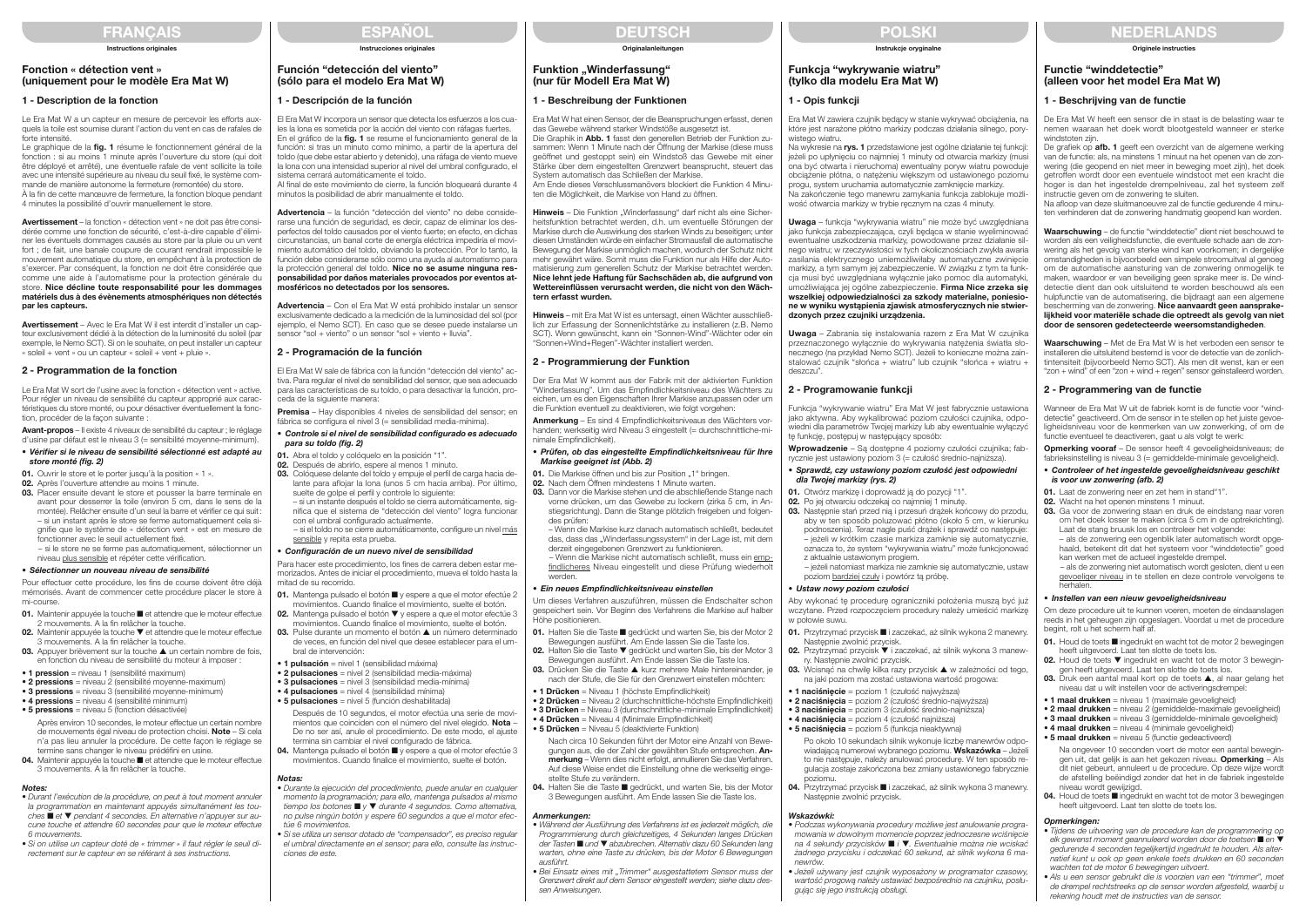# FRANÇAIS

**Instructions originales**

## Fonction « détection vent » (uniquement pour le modèle Era Mat W)

### 1 - Description de la fonction

Le Era Mat W a un capteur en mesure de percevoir les efforts auxquels la toile est soumise durant l'action du vent en cas de rafales de forte intensité.

Le graphique de la **fig. 1** résume le fonctionnement général de la fonction : si au moins 1 minute après l'ouverture du store (qui doit être déployé et arrêté), une éventuelle rafale de vent sollicite la toile avec une intensité supérieure au niveau du seuil fixé, le système commande de manière autonome la fermeture (remontée) du store.

À la fin de cette manœuvre de fermeture, la fonction bloque pendant 4 minutes la possibilité d'ouvrir manuellement le store.

**Avertissement** – la fonction « détection vent » ne doit pas être considérée comme une fonction de sécurité, c'est-à-dire capable d'éliminer les éventuels dommages causés au store par la pluie ou un vent fort ; de fait, une banale coupure de courant rendrait impossible le mouvement automatique du store, en empêchant à la protection de s'exercer. Par conséquent, la fonction ne doit être considérée que comme une aide à l'automatisme pour la protection générale du store. **Nice décline toute responsabilité pour les dommages matériels dus à des événements atmosphériques non détectés par les capteurs.**

**Avertissement** – Avec le Era Mat W il est interdit d'installer un capteur exclusivement dédié à la détection de la luminosité du soleil (par exemple, le Nemo SCT). Si on le souhaite, on peut installer un capteur « soleil + vent » ou un capteur « soleil + vent + pluie ».

### 2 - Programmation de la fonction

Le Era Mat W sort de l'usine avec la fonction « détection vent » active. Pour régler un niveau de sensibilité du capteur approprié aux caractéristiques du store monté, ou pour désactiver éventuellement la fonction, procéder de la façon suivante :

**Avant-propos** – Il existe 4 niveaux de sensibilité du capteur ; le réglage d'usine par défaut est le niveau 3 (= sensibilité moyenne-minimum).

- ***Vérifier si le niveau de sensibilité sélectionné est adapté au store monté (fig. 2)***

**01.** Ouvrir le store et le porter jusqu'à la position « 1 ».

**02.** Après l'ouverture attendre au moins 1 minute.

**03.** Placer ensuite devant le store et pousser la barre terminale en avant pour desserrer la toile (environ 5 cm, dans le sens de la montée). Relâcher ensuite d'un seul la barre et vérifier ce qui suit :
– si un instant après le store se ferme automatiquement cela signifie que le système de « détection vent » est en mesure de fonctionner avec le seuil actuellement fixé.
– si le store ne se ferme pas automatiquement, sélectionner un niveau plus sensible et répéter cette vérification.

- ***Sélectionner un nouveau niveau de sensibilité***

Pour effectuer cette procédure, les fins de course doivent être déjà mémorisés. Avant de commencer cette procédure placer le store à mi-course.

**01.** Maintenir appuyée la touche ■ et attendre que le moteur effectue 2 mouvements. À la fin relâcher la touche.

**02.** Maintenir appuyée la touche ▼ et attendre que le moteur effectue 3 mouvements. À la fin relâcher la touche.

**03.** Appuyer brièvement sur la touche ▲ un certain nombre de fois, en fonction du niveau de sensibilité du moteur à imposer :

- **1 pression** = niveau 1 (sensibilité maximum)
- **2 pressions** = niveau 2 (sensibilité moyenne-maximum)
- **3 pressions** = niveau 3 (sensibilité moyenne-minimum)
- **4 pressions** = niveau 4 (sensibilité minimum)
- **5 pressions** = niveau 5 (fonction désactivée)

Après environ 10 secondes, le moteur effectue un certain nombre de mouvements égal niveau de protection choisi. **Note** – Si cela n'a pas lieu annuler la procédure. De cette façon le réglage se termine sans changer le niveau prédéfini en usine.

**04.** Maintenir appuyée la touche ■ et attendre que le moteur effectue 3 mouvements. À la fin relâcher la touche.

#### *Notes:*

- *Durant l'exécution de la procédure, on peut à tout moment annuler la programmation en maintenant appuyés simultanément les touches ■ et ▼ pendant 4 secondes. En alternative n'appuyer sur aucune touche et attendre 60 secondes pour que le moteur effectue 6 mouvements.*
- *Si on utilise un capteur doté de « trimmer » il faut régler le seuil directement sur le capteur en se référant à ses instructions.*

# ESPAÑOL

**Instrucciones originales**

## Función "detección del viento" (sólo para el modelo Era Mat W)

### 1 - Descripción de la función

El Era Mat W incorpora un sensor que detecta los esfuerzos a los cuales la lona es sometida por la acción del viento con ráfagas fuertes. En el gráfico de la **fig. 1** se resume el funcionamiento general de la función: si tras un minuto como mínimo, a partir de la apertura del toldo (que debe estar abierto y detenido), una ráfaga de viento mueve la lona con una intensidad superior al nivel del umbral configurado, el sistema cerrará automáticamente el toldo.

Al final de este movimiento de cierre, la función bloqueará durante 4 minutos la posibilidad de abrir manualmente el toldo.

**Advertencia** – la función "detección del viento" no debe considerarse una función de seguridad, es decir, capaz de eliminar los desperfectos del toldo causados por el viento fuerte; en efecto, en dichas circunstancias, un banal corte de energía eléctrica impediría el movimiento automático del toldo, obviando la protección. Por lo tanto, la función debe considerarse sólo como una ayuda al automatismo para la protección general del toldo. **Nice no se asume ninguna responsabilidad por daños materiales provocados por eventos atmosféricos no detectados por los sensores.**

**Advertencia** – Con el Era Mat W está prohibido instalar un sensor exclusivamente dedicado a la medición de la luminosidad del sol (por ejemplo, el Nemo SCT). En caso que se desee puede instalarse un sensor "sol + viento" o un sensor "sol + viento + lluvia".

### 2 - Programación de la función

El Era Mat W sale de fábrica con la función "detección del viento" activa. Para regular el nivel de sensibilidad del sensor, que sea adecuado para las características de su toldo, o para desactivar la función, proceda de la siguiente manera:

**Premisa** – Hay disponibles 4 niveles de sensibilidad del sensor; en fábrica se configura el nivel 3 (= sensibilidad media-mínima).

- ***Controle si el nivel de sensibilidad configurado es adecuado para su toldo (fig. 2)***

**01.** Abra el toldo y colóquelo en la posición "1".

**02.** Después de abrirlo, espere al menos 1 minuto.

**03.** Colóquese delante del toldo y empuje el perfil de carga hacia delante para aflojar la lona (unos 5 cm hacia arriba). Por último, suelte de golpe el perfil y controle lo siguiente:
– si un instante después el toldo se cierra automáticamente, significa que el sistema de "detección del viento" logra funcionar con el umbral configurado actualmente.
– si el toldo no se cierre automáticamente, configure un nivel más sensible y repita esta prueba.

- ***Configuración de un nuevo nivel de sensibilidad***

Para hacer este procedimiento, los fines de carrera deben estar memorizados. Antes de iniciar el procedimiento, mueva el toldo hasta la mitad de su recorrido.

**01.** Mantenga pulsado el botón ■ y espere a que el motor efectúe 2 movimientos. Cuando finalice el movimiento, suelte el botón.

**02.** Mantenga pulsado el botón ▼ y espere a que el motor efectúe 3 movimientos. Cuando finalice el movimiento, suelte el botón.

**03.** Pulse durante un momento el botón ▲ un número determinado de veces, en función del nivel que desee establecer para el umbral de intervención:

- **1 pulsación** = nivel 1 (sensibilidad máxima)
- **2 pulsaciones** = nivel 2 (sensibilidad media-máxima)
- **3 pulsaciones** = nivel 3 (sensibilidad media-mínima)
- **4 pulsaciones** = nivel 4 (sensibilidad mínima)
- **5 pulsaciones** = nivel 5 (función deshabilitada)

Después de 10 segundos, el motor efectúa una serie de movimientos que coinciden con el número del nivel elegido. **Nota** – De no ser así, anule el procedimiento. De este modo, el ajuste termina sin cambiar el nivel configurado de fábrica.

**04.** Mantenga pulsado el botón ■ y espere a que el motor efectúe 3 movimientos. Cuando finalice el movimiento, suelte el botón.

#### *Notas:*

- *Durante la ejecución del procedimiento, puede anular en cualquier momento la programación; para ello, mantenga pulsados al mismo tiempo los botones ■ y ▼ durante 4 segundos. Como alternativa, no pulse ningún botón y espere 60 segundos a que el motor efectúe 6 movimientos.*
- *Si se utiliza un sensor dotado de "compensador", es preciso regular el umbral directamente en el sensor; para ello, consulte las instrucciones de este.*

# DEUTSCH

**Originalanleitungen**

## Funktion „Winderfassung" (nur für Modell Era Mat W)

### 1 - Beschreibung der Funktionen

Era Mat W hat einen Sensor, der die Beanspruchungen erfasst, denen das Gewebe während starker Windstöße ausgesetzt ist.

Die Graphik in **Abb. 1** fasst den generellen Betrieb der Funktion zusammen: Wenn 1 Minute nach der Öffnung der Markise (diese muss geöffnet und gestoppt sein) ein Windstoß das Gewebe mit einer Stärke über dem eingestellten Grenzwert beansprucht, steuert das System automatisch das Schließen der Markise.

Am Ende dieses Verschlussmanövers blockiert die Funktion 4 Minuten die Möglichkeit, die Markise von Hand zu öffnen.

**Hinweis** – Die Funktion „Winderfassung" darf nicht als eine Sicherheitsfunktion betrachtet werden, d.h. um eventuelle Störungen der Markise durch die Auswirkung des starken Winds zu beseitigen; unter diesen Umständen würde ein einfacher Stromausfall die automatische Bewegung der Markise unmöglich machen, wodurch der Schutz nicht mehr gewährt wäre. Somit muss die Funktion nur als Hilfe der Automatisierung zum generellen Schutz der Markise betrachtet werden. **Nice lehnt jede Haftung für Sachschäden ab, die aufgrund von Wettereinflüssen verursacht werden, die nicht von den Wächtern erfasst wurden.**

**Hinweis** – mit Era Mat W ist es untersagt, einen Wächter ausschließlich zur Erfassung der Sonnenlichtstärke zu installieren (z.B. Nemo SCT). Wenn gewünscht, kann ein "Sonnen-Wind"-Wächter oder ein "Sonnen+Wind+Regen"-Wächter installiert werden.

### 2 - Programmierung der Funktion

Der Era Mat W kommt aus der Fabrik mit der aktivierten Funktion "Winderfassung". Um das Empfindlichkeitsniveau des Wächters zu eichen, um es den Eigenschaften Ihrer Markise anzupassen oder um die Funktion eventuell zu deaktivieren, wie folgt vorgehen:

**Anmerkung** – Es sind 4 Empfindlichkeitsniveaus des Wächters vorhanden; werkseitig wird Niveau 3 eingestellt (= durchschnittliche-minimale Empfindlichkeit).

- ***Prüfen, ob das eingestellte Empfindlichkeitsniveau für Ihre Markise geeignet ist (Abb. 2)***

**01.** Die Markise öffnen und bis zur Position „1" bringen.

**02.** Nach dem Öffnen mindestens 1 Minute warten.

**03.** Dann vor die Markise stehen und die abschließende Stange nach vorne drücken, um das Gewebe zu lockern (zirka 5 cm, in Anstiegsrichtung). Dann die Stange plötzlich freigeben und folgendes prüfen:
– Wenn die Markise kurz danach automatisch schließt, bedeutet das, dass das „Winderfassungssystem" in der Lage ist, mit dem derzeit eingegebenen Grenzwert zu funktionieren.
– Wenn die Markise nicht automatisch schließt, muss ein empfindlicheres Niveau eingestellt und diese Prüfung wiederholt werden.

- ***Ein neues Empfindlichkeitsniveau einstellen***

Um dieses Verfahren auszuführen, müssen die Endschalter schon gespeichert sein. Vor Beginn des Verfahrens die Markise auf halber Höhe positionieren.

**01.** Halten Sie die Taste ■ gedrückt und warten Sie, bis der Motor 2 Bewegungen ausführt. Am Ende lassen Sie die Taste los.

**02.** Halten Sie die Taste ▼ gedrückt und warten Sie, bis der Motor 3 Bewegungen ausführt. Am Ende lassen Sie die Taste los.

**03.** Drücken Sie die Taste ▲ kurz mehrere Male hintereinander, je nach der Stufe, die Sie für den Grenzwert einstellen möchten:

- **1 Drücken** = Niveau 1 (höchste Empfindlichkeit)
- **2 Drücken** = Niveau 2 (durchschnittliche-höchste Empfindlichkeit)
- **3 Drücken** = Niveau 3 (durchschnittliche-minimale Empfindlichkeit)
- **4 Drücken** = Niveau 4 (Minimale Empfindlichkeit)
- **5 Drücken** = Niveau 5 (deaktivierte Funktion)

Nach circa 10 Sekunden führt der Motor eine Anzahl von Bewegungen aus, die der Zahl der gewählten Stufe entsprechen. **Anmerkung** – Wenn dies nicht erfolgt, annullieren Sie das Verfahren. Auf diese Weise endet die Einstellung ohne die werkseitig eingestellte Stufe zu verändern.

**04.** Halten Sie die Taste ■ gedrückt, und warten Sie, bis der Motor 3 Bewegungen ausführt. Am Ende lassen Sie die Taste los.

#### *Anmerkungen:*

- *Während der Ausführung des Verfahrens ist es jederzeit möglich, die Programmierung durch gleichzeitiges, 4 Sekunden langes Drücken der Tasten ■ und ▼ abzubrechen. Alternativ dazu 60 Sekunden lang warten, ohne eine Taste zu drücken, bis der Motor 6 Bewegungen ausführt.*
- *Bei Einsatz eines mit „Trimmer" ausgestattetem Sensor muss der Grenzwert direkt auf dem Sensor eingestellt werden; siehe dazu dessen Anweisungen.*

# POLSKI

**Instrukcje oryginalne**

## Funkcja "wykrywanie wiatru" (tylko dla modelu Era Mat W)

### 1 - Opis funkcji

Era Mat W zawiera czujnik będący w stanie wykrywać obciążenia, na które jest narażone płótno markizy podczas działania silnego, porywistego wiatru.

Na wykresie na **rys. 1** przedstawione jest ogólne działanie tej funkcji: jeżeli po upłynięciu co najmniej 1 minuty od otwarcia markizy (musi ona być otwarta i nieruchoma) ewentualny poryw wiatru powoduje obciążenie płótna, o natężeniu większym od ustawionego poziomu progu, system uruchamia automatycznie zamknięcie markizy.

Na zakończenie tego manewru zamykania funkcja zablokuje możliwość otwarcia markizy w trybie ręcznym na czas 4 minuty.

**Uwaga** – funkcja "wykrywania wiatru" nie może być uwzględniana jako funkcja zabezpieczająca, czyli będąca w stanie wyeliminować ewentualne uszkodzenia markizy, powodowane przez działanie silnego wiatru; w rzeczywistości w tych okolicznościach zwykła awaria zasilania elektrycznego uniemożliwiłaby automatyczne zwinięcie markizy, a tym samym jej zabezpieczenie. W związku z tym ta funkcja musi być uwzględniana wyłącznie jako pomoc dla automatyki, umożliwiająca jej ogólne zabezpieczenie. **Firma Nice zrzeka się wszelkiej odpowiedzialności za szkody materialne, poniesione w wyniku wystąpienia zjawisk atmosferycznych nie stwierdzonych przez czujniki urządzenia.**

**Uwaga** – Zabrania się instalowania razem z Era Mat W czujnika przeznaczonego wyłącznie do wykrywania natężenia światła słonecznego (na przykład Nemo SCT). Jeżeli to konieczne można zainstalować czujnik "słońca + wiatru" lub czujnik "słońca + wiatru + deszczu".

### 2 - Programowanie funkcji

Funkcja "wykrywanie wiatru" Era Mat W jest fabrycznie ustawiona jako aktywna. Aby wyregulować poziom czułości czujnika, odpowiedni dla parametrów Twojej markizy lub aby ewentualnie wyłączyć tę funkcję, postępuj w następujący sposób:

**Wprowadzenie** – Są dostępne 4 poziomy czułości czujnika; fabrycznie jest ustawiony poziom 3 (= czułość średnio-najniższa).

- ***Sprawdź, czy ustawiony poziom czułości jest odpowiedni dla Twojej markizy (rys. 2)***

**01.** Otwórz markizę i doprowadź ją do pozycji "1".

**02.** Po jej otwarciu odczekaj co najmniej 1 minutę.

**03.** Następnie stań przed nią i przesuń drążek końcowy do przodu, aby w ten sposób poluzować płótno (około 5 cm, w kierunku podnoszenia). Teraz nagle puść drążek i sprawdź co następuje:
– jeżeli w krótkim czasie markiza zamknie się automatycznie, oznacza to, że system "wykrywania wiatru" może funkcjonować z aktualnie ustawionym progiem.
– jeżeli natomiast markiza nie zamknie się automatycznie, ustaw poziom bardziej czuły i powtórz tą próbę.

- ***Ustaw nowy poziom czułości***

Aby wykonać tę procedurę ograniczniki położenia muszą być już wczytane. Przed rozpoczęciem procedury należy umieścić markizę w połowie suwu.

**01.** Przytrzymać przycisk ■ i zaczekać, aż silnik wykona 2 manewry. Następnie zwolnić przycisk.

**02.** Przytrzymać przycisk ▼ i zaczekać, aż silnik wykona 3 manewry. Następnie zwolnić przycisk.

**03.** Wcisnąć na chwilę kilka razy przycisk ▲ w zależności od tego, na jaki poziom ma zostać ustawiona wartość progowa:

- **1 naciśnięcie** = poziom 1 (czułość najwyższa)
- **2 naciśnięcia** = poziom 2 (czułość średnio-najwyższa)
- **3 naciśnięcia** = poziom 3 (czułość średnio-najniższa)
- **4 naciśnięcia** = poziom 4 (czułość najniższa)
- **5 naciśnięcia** = poziom 5 (funkcja nieaktywna)

Po około 10 sekundach silnik wykonuje liczbę manewrów odpowiadającą numerowi wybranego poziomu. **Wskazówka** – Jeżeli to nie nastąpuje, należy anulować procedurę. W ten sposób regulacja zostaje zakończona bez zmiany ustawionego fabrycznie poziomu.

**04.** Przytrzymać przycisk ■ i zaczekać, aż silnik wykona 3 manewry. Następnie zwolnić przycisk.

#### *Wskazówki:*

- *Podczas wykonywania procedury możliwe jest anulowanie programowania w dowolnym momencie poprzez jednoczesne wciśnięcie na 4 sekundy przycisków ■ i ▼. Ewentualnie można nie wciskać żadnego przycisku i odczekać 60 sekund, aż silnik wykona 6 manewrów.*
- *Jeżeli używany jest czujnik wyposażony w programator czasowy, wartość progową należy ustawiać bezpośrednio na czujniku, postępując się jego instrukcją obsługi.*

# NEDERLANDS

**Originele instructies**

## Functie "winddetectie" (alleen voor het model Era Mat W)

### 1 - Beschrijving van de functie

De Era Mat W heeft een sensor die in staat is de belasting waar te nemen waaraan het doek wordt blootgesteld wanneer er sterke windstoten zijn.

De grafiek op **afb. 1** geeft een overzicht van de algemene werking van de functie: als, na minstens 1 minuut na het openen van de zonwering (die geopend en niet meer in beweging moet zijn), het doek getroffen wordt door een eventuele windstoot met een kracht die hoger is dan het ingestelde drempelniveau, zal het systeem zelf instructie geven om de zonwering te sluiten.

Na afloop van deze sluitmanoeuvre zal de functie gedurende 4 minuten verhinderen dat de zonwering handmatig geopend kan worden.

**Waarschuwing** – de functie "winddetectie" dient niet beschouwd te worden als een veiligheidsfunctie, die eventuele schade aan de zonwering als het gevolg van sterke wind kan voorkomen; in dergelijke omstandigheden is bijvoorbeeld een simpele stroomuitval al genoeg om de automatische aansturing van de zonwering onmogelijk te maken, waardoor er van beveiliging geen sprake meer is. De winddetectie dient dan ook uitsluitend te worden beschouwd als een hulpfunctie van de automatisering, die bijdraagt aan een algemene bescherming van de zonwering. **Nice aanvaardt geen aansprakelijkheid voor materiële schade die optreedt als gevolg van niet door de sensoren gedetecteerde weersomstandigheden**.

**Waarschuwing** – Met de Era Mat W is het verboden een sensor te installeren die uitsluitend bestemd is voor de detectie van de zonlichtintensiteit (bijvoorbeeld Nemo SCT). Als men dit wenst, kan er een "zon + wind" of een "zon + wind + regen" sensor geïnstalleerd worden.

### 2 - Programmering van de functie

Wanneer de Era Mat W uit de fabriek komt is de functie voor "winddetectie" geactiveerd. Om de sensor in te stellen op het juiste gevoeligheidsniveau voor de kenmerken van uw zonwering, of om de functie eventueel te deactiveren, gaat u als volgt te werk:

**Opmerking vooraf** – De sensor heeft 4 gevoeligheidsniveaus; de fabrieksinstelling is niveau 3 (= gemiddelde-minimale gevoeligheid).

- ***Controleer of het ingestelde gevoeligheidsniveau geschikt is voor uw zonwering (afb. 2)***

**01.** Laat de zonwering neer en zet hem in stand"1".

**02.** Wacht na het openen minstens 1 minuut.

**03.** Ga voor de zonwering staan en druk de eindstang naar voren om het doek losser te maken (circa 5 cm in de optrekrichting). Laat de stang brusk los en controleer het volgende:
– als de zonwering een ogenblik later automatisch wordt opgehaald, betekent dit dat het systeem voor "winddetectie" goed kan werken met de actueel ingestelde drempel.
– als de zonwering niet automatisch wordt gesloten, dient u een gevoeliger niveau in te stellen en deze controle vervolgens te herhalen.

- ***Instellen van een nieuw gevoeligheidsniveau***

Om deze procedure uit te kunnen voeren, moeten de eindaanslagen reeds in het geheugen zijn opgeslagen. Voordat u met de procedure begint, rolt u het scherm half af.

**01.** Houd de toets ■ ingedrukt en wacht tot de motor 2 bewegingen heeft uitgevoerd. Laat ten slotte de toets los.

**02.** Houd de toets ▼ ingedrukt en wacht tot de motor 3 bewegingen heeft uitgevoerd. Laat ten slotte de toets los.

**03.** Druk een aantal maal kort op de toets ▲, al naar gelang het niveau dat u wilt instellen voor de activeringsdrempel:

- **1 maal drukken** = niveau 1 (maximale gevoeligheid)
- **2 maal drukken** = niveau 2 (gemiddelde-maximale gevoeligheid)
- **3 maal drukken** = niveau 3 (gemiddelde-minimale gevoeligheid)
- **4 maal drukken** = niveau 4 (minimale gevoeligheid)
- **5 maal drukken** = niveau 5 (functie gedeactiveerd)

Na ongeveer 10 seconden voert de motor een aantal bewegingen uit, dat gelijk is aan het gekozen niveau. **Opmerking** – Als dit niet gebeurt, annuleert u de procedure. Op deze wijze wordt de afstelling beëindigd zonder dat het in de fabriek ingestelde niveau wordt gewijzigd.

**04.** Houd de toets ■ ingedrukt en wacht tot de motor 3 bewegingen heeft uitgevoerd. Laat ten slotte de toets los.

#### *Opmerkingen:*

- *Tijdens de uitvoering van de procedure kan de programmering op elk gewenst moment geannuleerd worden door de toetsen ■ en ▼ gedurende 4 seconden tegelijkertijd ingedrukt te houden. Als alternatief kunt u ook op geen enkele toets drukken en 60 seconden wachten tot de motor 6 bewegingen uitvoert.*
- *Als u een sensor gebruikt die is voorzien van een "trimmer", moet de drempel rechtstreeks op de sensor worden afgesteld, waarbij u rekening houdt met de instructies van de sensor.*